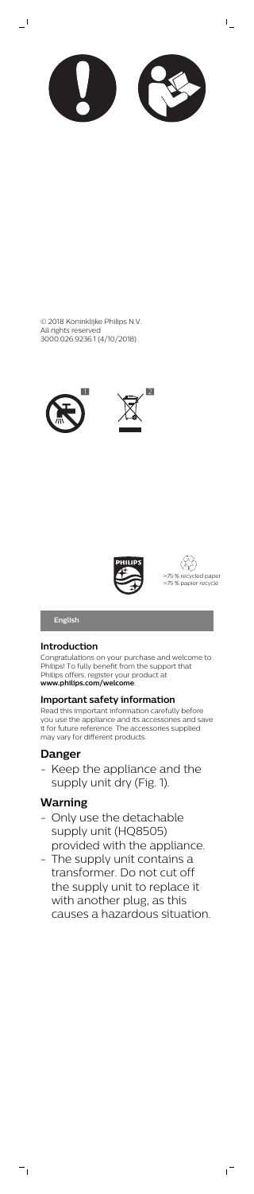© 2018 Koninklijke Philips N.V.
All rights reserved
3000.026.9236.1 (4/10/2018)

1 2

>75 % recycled paper
>75 % papier recyclé

English

### Introduction

Congratulations on your purchase and welcome to Philips! To fully benefit from the support that Philips offers, register your product at **www.philips.com/welcome**.

### Important safety information

Read this important information carefully before you use the appliance and its accessories and save it for future reference. The accessories supplied may vary for different products.

## Danger

- Keep the appliance and the supply unit dry (Fig. 1).

## Warning

- Only use the detachable supply unit (HQ8505) provided with the appliance.
- The supply unit contains a transformer. Do not cut off the supply unit to replace it with another plug, as this causes a hazardous situation.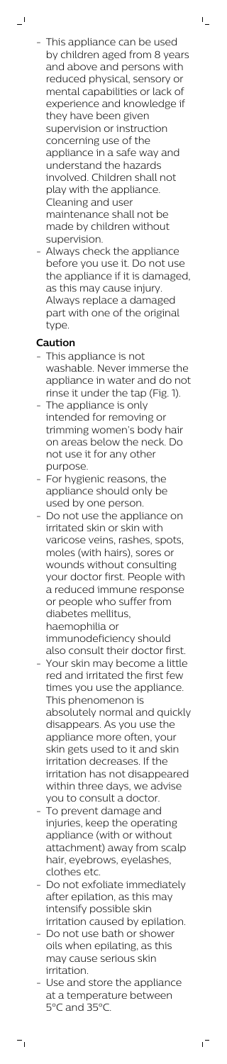- This appliance can be used by children aged from 8 years and above and persons with reduced physical, sensory or mental capabilities or lack of experience and knowledge if they have been given supervision or instruction concerning use of the appliance in a safe way and understand the hazards involved. Children shall not play with the appliance. Cleaning and user maintenance shall not be made by children without supervision.
- Always check the appliance before you use it. Do not use the appliance if it is damaged, as this may cause injury. Always replace a damaged part with one of the original type.

**Caution**

- This appliance is not washable. Never immerse the appliance in water and do not rinse it under the tap (Fig. 1).
- The appliance is only intended for removing or trimming women's body hair on areas below the neck. Do not use it for any other purpose.
- For hygienic reasons, the appliance should only be used by one person.
- Do not use the appliance on irritated skin or skin with varicose veins, rashes, spots, moles (with hairs), sores or wounds without consulting your doctor first. People with a reduced immune response or people who suffer from diabetes mellitus, haemophilia or immunodeficiency should also consult their doctor first.
- Your skin may become a little red and irritated the first few times you use the appliance. This phenomenon is absolutely normal and quickly disappears. As you use the appliance more often, your skin gets used to it and skin irritation decreases. If the irritation has not disappeared within three days, we advise you to consult a doctor.
- To prevent damage and injuries, keep the operating appliance (with or without attachment) away from scalp hair, eyebrows, eyelashes, clothes etc.
- Do not exfoliate immediately after epilation, as this may intensify possible skin irritation caused by epilation.
- Do not use bath or shower oils when epilating, as this may cause serious skin irritation.
- Use and store the appliance at a temperature between 5°C and 35°C.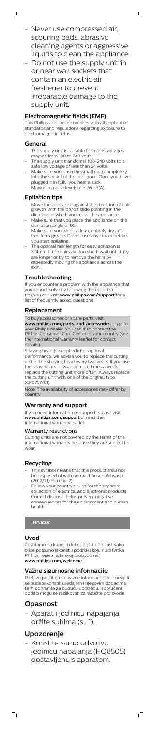- Never use compressed air, scouring pads, abrasive cleaning agents or aggressive liquids to clean the appliance.
- Do not use the supply unit in or near wall sockets that contain an electric air freshener to prevent irreparable damage to the supply unit.

### Electromagnetic fields (EMF)

This Philips appliance complies with all applicable standards and regulations regarding exposure to electromagnetic fields.

### General

- The supply unit is suitable for mains voltages ranging from 100 to 240 volts.
- The supply unit transforms 100-240 volts to a safe low voltage of less than 24 volts.
- Make sure you push the small plug completely into the socket of the appliance. Once you have plugged it in fully, you hear a click.
- Maximum noise level: Lc = 76 dB(A).

### Epilation tips

- Move the appliance against the direction of hair growth, with the on/off slide pointing in the direction in which you move the appliance.
- Make sure that you place the appliance on the skin at an angle of 90°.
- Make sure your skin is clean, entirely dry and free from grease. Do not use any cream before you start epilating.
- The optimal hair length for easy epilation is 3-4mm. If the hairs are too short, wait until they are longer or try to remove the hairs by repeatedly moving the appliance across the skin.

### Troubleshooting

If you encounter a problem with the appliance that you cannot solve by following the epilation tips,you can visit **www.philips.com/support** for a list of frequently asked questions.

### Replacement

To buy accessories or spare parts, visit **www.philips.com/parts-and-accessories** or go to your Philips dealer. You can also contact the Philips Consumer Care Center in your country (see the international warranty leaflet for contact details).

Shaving head (if supplied): For optimal performance, we advise you to replace the cutting unit of the shaving head every two years. If you use the shaving head twice or more times a week, replace the cutting unit more often. Always replace the cutting unit with one of the original type (CP0757/01).

Note: The availability of accessories may differ by country.

### Warranty and support

If you need information or support, please visit **www.philips.com/support** or read the international warranty leaflet.

#### Warranty restrictions

Cutting units are not covered by the terms of the international warranty because they are subject to wear.

### Recycling

- This symbol means that this product shall not be disposed of with normal household waste (2012/19/EU) (Fig. 2).
- Follow your country's rules for the separate collection of electrical and electronic products. Correct disposal helps prevent negative consequences for the environment and human health.

**Hrvatski**

### Uvod

Čestitamo na kupnji i dobro došli u Philips! Kako biste potpuno iskoristili podršku koju nudi tvrtka Philips, registrirajte svoj proizvod na **www.philips.com/welcome**.

### Važne sigurnosne informacije

Pažljivo pročitajte te važne informacije prije nego li se budete koristili uređajem i njegovim dodacima te ih pohranite za buduću upotrebu. Isporučeni dodaci mogu se razlikovati za različite proizvode.

## Opasnost

- Aparat i jedinicu napajanja držite suhima (sl. 1).

## Upozorenje

- Koristite samo odvojivu jedinicu napajanja (HQ8505) dostavljenu s aparatom.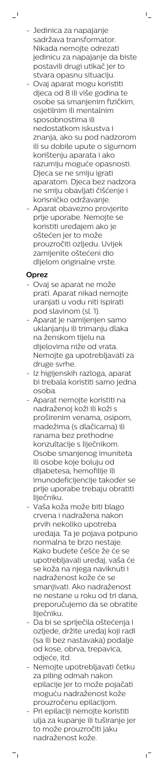- Jedinica za napajanje sadržava transformator. Nikada nemojte odrezati jedinicu za napajanje da biste postavili drugi utikač jer to stvara opasnu situaciju.
- Ovaj aparat mogu koristiti djeca od 8 ili više godina te osobe sa smanjenim fizičkim, osjetilnim ili mentalnim sposobnostima ili nedostatkom iskustva i znanja, ako su pod nadzorom ili su dobile upute o sigurnom korištenju aparata i ako razumiju moguće opasnosti. Djeca se ne smiju igrati aparatom. Djeca bez nadzora ne smiju obavljati čišćenje i korisničko održavanje.
- Aparat obavezno provjerite prije uporabe. Nemojte se koristiti uređajem ako je oštećen jer to može prouzročiti ozljedu. Uvijek zamijenite oštećeni dio dijelom originalne vrste.

**Oprez**

- Ovaj se aparat ne može prati. Aparat nikad nemojte uranjati u vodu niti ispirati pod slavinom (sl. 1).
- Aparat je namijenjen samo uklanjanju ili trimanju dlaka na ženskom tijelu na dijelovima niže od vrata. Nemojte ga upotrebljavati za druge svrhe.
- Iz higijenskih razloga, aparat bi trebala koristiti samo jedna osoba.
- Aparat nemojte koristiti na nadraženoj koži ili koži s proširenim venama, osipom, madežima (s dlačicama) ili ranama bez prethodne konzultacije s liječnikom. Osobe smanjenog imuniteta ili osobe koje boluju od dijabetesa, hemofilije ili imunodeficijencije također se prije uporabe trebaju obratiti liječniku.
- Vaša koža može biti blago crvena i nadražena nakon prvih nekoliko upotreba uređaja. Ta je pojava potpuno normalna te brzo nestaje. Kako budete češće že će se upotrebljavati uređaj, vaša će se koža na njega naviknuti i nadraženost kože će se smanjivati. Ako nadraženost ne nestane u roku od tri dana, preporučujemo da se obratite liječniku.
- Da bi se spriječila oštećenja i ozljede, držite uređaj koji radi (sa ili bez nastavaka) podalje od kose, obrva, trepavica, odjeće, itd.
- Nemojte upotrebljavati četku za piling odmah nakon epilacije jer to može pojačati moguću nadraženost kože prouzročenu epilacijom.
- Pri epilaciji nemojte koristiti ulja za kupanje ili tuširanje jer to može prouzročiti jaku nadraženost kože.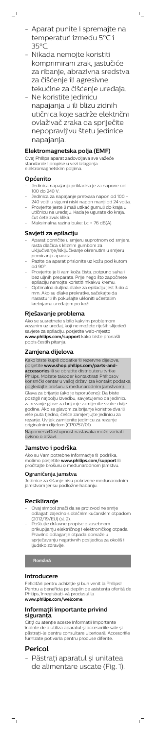- Aparat punite i spremajte na temperaturi između 5°C i 35°C.
- Nikada nemojte koristiti komprimirani zrak, jastučiće za ribanje, abrazivna sredstva za čišćenje ili agresivne tekućine za čišćenje uređaja.
- Ne koristite jedinicu napajanja u ili blizu zidnih utičnica koje sadrže električni ovlaživač zraka da spriječite nepopravljivu štetu jedinice napajanja.

## Elektromagnetska polja (EMF)

Ovaj Philips aparat zadovoljava sve važeće standarde i propise u vezi izlaganja elektromagnetskim poljima.

## Općenito

- Jedinica napajanja prikladna je za napone od 100 do 240 V.
- Jedinica za napajanje pretvara napon od 100 – 240 volti u sigurni niski napon manji od 24 volta.
- Provjerite jeste li mali utikač gurnuli do kraja u utičnicu na uređaju. Kada je ugurate do kraja, čut ćete zvuk klika.
- Maksimalna razina buke: Lc = 76 dB(A).

## Savjeti za epilaciju

- Aparat pomičite u smjeru suprotnom od smjera rasta dlačica s kliznim gumbom za uključivanje/isključivanje okrenutim u smjeru pomicanja aparata.
- Pazite da aparat prislonite uz kožu pod kutom od 90°.
- Provjerite je li vam koža čista, potpuno suha i bez uljnih preparata. Prije nego što započnete epilaciju nemojte koristiti nikakvu kremu.
- Optimalna duljina dlake za epilaciju jest 3 do 4 mm. Ako su dlake prekratke, sačekajte da narastu ili ih pokušajte ukloniti učestalim kretnjama uređajem po koži.

## Rješavanje problema

Ako se susretnete s bilo kakvim problemom vezanim uz uređaj, koji ne možete riješiti slijedeći savjete za epilaciju, posjetite web-mjesto **www.philips.com/support** kako biste pronašli popis čestih pitanja.

## Zamjena dijelova

Kako biste kupili dodatke ili rezervne dijelove, posjetite **www.shop.philips.com/parts-and-accessories** ili se obratite distributeru tvrtke Philips. Možete također kontaktirati Philipsov korisnički centar u vašoj državi (za kontakt podatke, pogledajte brošuru s međunarodnim jamstvom).

Glava za brijanje (ako je isporučeno): Da biste postigli najbolji učinak, savjetujemo da jedinicu za rezanje glave za brijanje zamijenite svake dvije godine. Ako se glavom za brijanje koristite dva ili više puta tjedno, češće zamjenjujte jedinicu za rezanje. Uvijek zamijenite jedinicu za rezanje originalnim dijelom (CP0757/01).

Napomena:Dostupnost nastavaka može varirati ovisno o državi.

## Jamstvo i podrška

Ako su Vam potrebne informacije ili podrška, molimo posjetite **www.philips.com/support** ili pročitajte brošuru o međunarodnom jamstvu.

### Ograničenja jamstva

Jedinice za šišanje nisu pokrivene međunarodnim jamstvom jer su podložne habanju.

## Recikliranje

- Ovaj simbol znači da se proizvod ne smije odlagati zajedno s običnim kućanskim otpadom (2012/19/EU) (sl. 2).
- Poštujte državne propise o zasebnom prikupljanju električnog i elektroničkog otpada. Pravilno odlaganje otpada pomaže u sprječavanju negativnih posljedica za okoliš i ljudsko zdravlje.

**Română**

## Introducere

Felicitări pentru achiziţie şi bun venit la Philips! Pentru a beneficia pe deplin de asistenţa oferită de Philips, înregistraţi-vă produsul la **www.philips.com/welcome**.

## Informaţii importante privind siguranţa

Citiţi cu atenţie aceste informaţii importante înainte de a utiliza aparatul şi accesoriile sale şi păstraţi-le pentru consultare ulterioară. Accesoriile furnizate pot varia pentru produse diferite.

# Pericol

- Păstraţi aparatul şi unitatea de alimentare uscate (Fig. 1).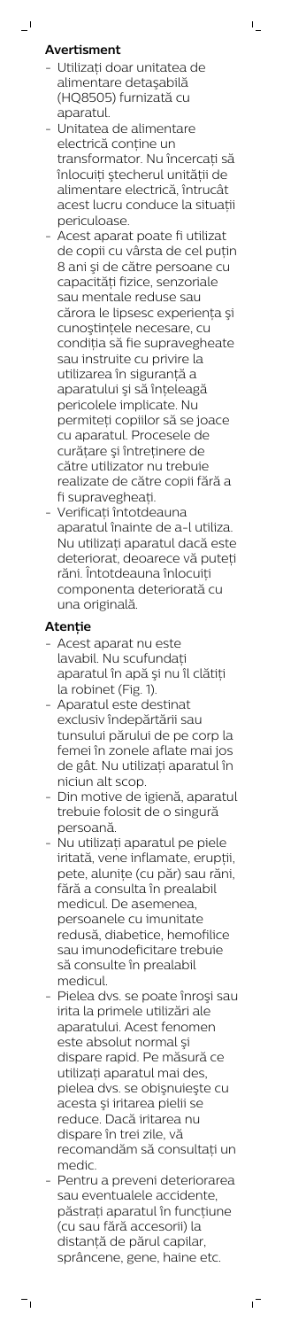## Avertisment

- Utilizaţi doar unitatea de alimentare detaşabilă (HQ8505) furnizată cu aparatul.
- Unitatea de alimentare electrică conţine un transformator. Nu încercaţi să înlocuiţi ştecherul unităţii de alimentare electrică, întrucât acest lucru conduce la situaţii periculoase.
- Acest aparat poate fi utilizat de copii cu vârsta de cel puţin 8 ani şi de către persoane cu capacităţi fizice, senzoriale sau mentale reduse sau cărora le lipsesc experienţa şi cunoştinţele necesare, cu condiţia să fie supravegheate sau instruite cu privire la utilizarea în siguranţă a aparatului şi să înţeleagă pericolele implicate. Nu permiteţi copiilor să se joace cu aparatul. Procesele de curăţare şi întreţinere de către utilizator nu trebuie realizate de către copii fără a fi supravegheaţi.
- Verificaţi întotdeauna aparatul înainte de a-l utiliza. Nu utilizaţi aparatul dacă este deteriorat, deoarece vă puteţi răni. Întotdeauna înlocuiţi componenta deteriorată cu una originală.

## Atenţie

- Acest aparat nu este lavabil. Nu scufundaţi aparatul în apă şi nu îl clătiţi la robinet (Fig. 1).
- Aparatul este destinat exclusiv îndepărtării sau tunsului părului de pe corp la femei în zonele aflate mai jos de gât. Nu utilizaţi aparatul în niciun alt scop.
- Din motive de igienă, aparatul trebuie folosit de o singură persoană.
- Nu utilizaţi aparatul pe piele iritată, vene inflamate, erupţii, pete, aluniţe (cu păr) sau răni, fără a consulta în prealabil medicul. De asemenea, persoanele cu imunitate redusă, diabetice, hemofilice sau imunodeficitare trebuie să consulte în prealabil medicul.
- Pielea dvs. se poate înroşi sau irita la primele utilizări ale aparatului. Acest fenomen este absolut normal şi dispare rapid. Pe măsură ce utilizaţi aparatul mai des, pielea dvs. se obişnuieşte cu acesta şi iritarea pielii se reduce. Dacă iritarea nu dispare în trei zile, vă recomandăm să consultaţi un medic.
- Pentru a preveni deteriorarea sau eventualele accidente, păstraţi aparatul în funcţiune (cu sau fără accesorii) la distanţă de părul capilar, sprâncene, gene, haine etc.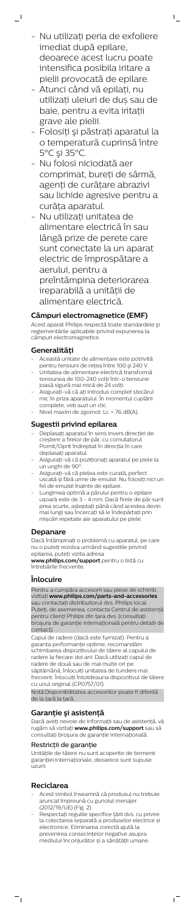- Nu utilizați peria de exfoliere imediat după epilare, deoarece acest lucru poate intensifica posibila iritare a pielii provocată de epilare.
- Atunci când vă epilați, nu utilizați uleiuri de duș sau de baie, pentru a evita iritații grave ale pielii.
- Folosiți și păstrați aparatul la o temperatură cuprinsă între 5°C și 35°C.
- Nu folosi niciodată aer comprimat, bureți de sârmă, agenți de curățare abrazivi sau lichide agresive pentru a curăța aparatul.
- Nu utilizați unitatea de alimentare electrică în sau lângă prize de perete care sunt conectate la un aparat electric de împrospătare a aerului, pentru a preîntâmpina deteriorarea ireparabilă a unității de alimentare electrică.

## Câmpuri electromagnetice (EMF)

Acest aparat Philips respectă toate standardele și reglementările aplicabile privind expunerea la câmpuri electromagnetice.

## Generalități

- Această unitate de alimentare este potrivită pentru tensiuni de rețea între 100 și 240 V.
- Unitatea de alimentare electrică transformă tensiunea de 100-240 volți într-o tensiune joasă sigură mai mică de 24 volți.
- Asigurați-vă că ați introdus complet ștecărul mic în priza aparatului. În momentul cuplării complete, veți auzi un clic.
- Nivel maxim de zgomot: Lc = 76 dB(A).

## Sugestii privind epilarea

- Deplasați aparatul în sens invers direcției de creștere a firelor de păr, cu comutatorul Pornit/Oprit îndreptat în direcția în care deplasați aparatul.
- Asigurați-vă că poziționați aparatul pe piele la un unghi de 90°.
- Asigurați-vă că pielea este curată, perfect uscată și fără urme de emulsii. Nu folosiți nici un fel de emulsii înainte de epilare.
- Lungimea optimă a părului pentru o epilare ușoară este de 3 - 4 mm. Dacă firele de păr sunt prea scurte, așteptați până când acestea devin mai lungi sau încercați să le îndepărtați prin mișcări repetate ale aparatului pe piele.

## Depanare

Dacă întâmpinați o problemă cu aparatul, pe care nu o puteți rezolva urmând sugestiile privind epilarea, puteți vizita adresa **www.philips.com/support** pentru o listă cu întrebările frecvente.

## Înlocuire

Pentru a cumpăra accesorii sau piese de schimb, vizitați **www.philips.com/parts-and-accessories** sau contactați distribuitorul dvs. Philips local. Puteți, de asemenea, contacta Centrul de asistență pentru clienți Philips din țara dvs. (consultați broșura de garanție internațională pentru detalii de contact).

Capul de radere (dacă este furnizat): Pentru a garanta performanțe optime, recomandăm schimbarea dispozitivului de tăiere al capului de radere la fiecare doi ani. Dacă utilizați capul de radere de două sau de mai multe ori pe săptămână, înlocuiți unitatea de tundere mai frecvent. Înlocuiți întotdeauna dispozitivul de tăiere cu unul original (CP0757/01).

Notă:Disponibilitatea accesoriilor poate fi diferită de la țară la țară.

## Garanție și asistență

Dacă aveți nevoie de informații sau de asistență, vă rugăm să vizitați **www.philips.com/support** sau să consultați broșura de garanție internațională.

### Restricții de garanție

Unitățile de tăiere nu sunt acoperite de termenii garanției internaționale, deoarece sunt supuse uzurii.

## Reciclarea

- Acest simbol înseamnă că produsul nu trebuie aruncat împreună cu gunoiul menajer (2012/19/UE) (Fig. 2).
- Respectați regulile specifice țării dvs. cu privire la colectarea separată a produselor electrice și electronice. Eliminarea corectă ajută la prevenirea consecințelor negative asupra mediului înconjurător și a sănătății umane.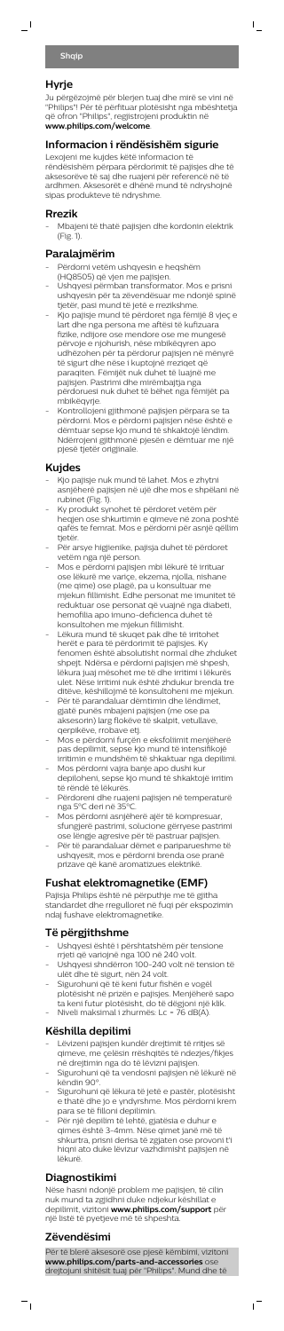Shqip

## Hyrje

Ju përgëzojmë për blerjen tuaj dhe mirë se vini në "Philips"! Për të përfituar plotësisht nga mbështetja që ofron "Philips", regjistrojeni produktin në **www.philips.com/welcome**.

## Informacion i rëndësishëm sigurie

Lexojeni me kujdes këtë informacion të rëndësishëm përpara përdorimit të pajisjes dhe të aksesorëve të saj dhe ruajeni për referencë në të ardhmen. Aksesorët e dhënë mund të ndryshojnë sipas produkteve të ndryshme.

### Rrezik

- Mbajeni të thatë pajisjen dhe kordonin elektrik (Fig. 1).

### Paralajmërim

- Përdorni vetëm ushqyesin e heqshëm (HQ8505) që vjen me pajisjen.
- Ushqyesi përmban transformator. Mos e prisni ushqyesin për ta zëvendësuar me ndonjë spinë tjetër, pasi mund të jetë e rrezikshme.
- Kjo pajisje mund të përdoret nga fëmijë 8 vjeç e lart dhe nga persona me aftësi të kufizuara fizike, ndijore ose mendore ose me mungesë përvoje e njohurish, nëse mbikëqyren apo udhëzohen për të përdorur pajisjen në mënyrë të sigurt dhe nëse i kuptojnë rreziqet që paraqiten. Fëmijët nuk duhet të luajnë me pajisjen. Pastrimi dhe mirëmbajtja nga përdoruesi nuk duhet të bëhet nga fëmijët pa mbikëqyrje.
- Kontrollojeni gjithmonë pajisjen përpara se ta përdorni. Mos e përdorni pajisjen nëse është e dëmtuar sepse kjo mund të shkaktojë lëndim. Ndërrojeni gjithmonë pjesën e dëmtuar me një pjesë tjetër origjinale.

### Kujdes

- Kjo pajisje nuk mund të lahet. Mos e zhytni asnjëherë pajisjen në ujë dhe mos e shpëlani në rubinet (Fig. 1).
- Ky produkt synohet të përdoret vetëm për heqjen ose shkurtimin e qimeve në zona poshtë qafës te femrat. Mos e përdorni për asnjë qëllim tjetër.
- Për arsye higjienike, pajisja duhet të përdoret vetëm nga një person.
- Mos e përdorni pajisjen mbi lëkurë të irrituar ose lëkurë me variçe, ekzema, njolla, nishane (me qime) ose plagë, pa u konsultuar me mjekun fillimisht. Edhe personat me imunitet të reduktuar ose personat që vuajnë nga diabeti, hemofilia apo imuno-deficenca duhet të konsultohen me mjekun fillimisht.
- Lëkura mund të skuqet pak dhe të irritohet herët e para të përdorimit të pajisjes. Ky fenomen është absolutisht normal dhe zhduket shpejt. Ndërsa e përdorni pajisjen më shpesh, lëkura juaj mësohet me të dhe irritimi i lëkurës ulet. Nëse irritimi nuk është zhdukur brenda tre ditëve, këshillojmë të konsultoheni me mjekun.
- Për të parandaluar dëmtimin dhe lëndimet, gjatë punës mbajeni pajisjen (me ose pa aksesorin) larg flokëve të skalpit, vetullave, qerpikëve, rrobave etj.
- Mos e përdorni furçën e eksfolimit menjëherë pas depilimit, sepse kjo mund të intensifikojë irritimin e mundshëm të shkaktuar nga depilimi.
- Mos përdorni vajra banje apo dushi kur depiloheni, sepse kjo mund të shkaktojë irritim të rëndë të lëkurës.
- Përdoreni dhe ruajeni pajisjen në temperaturë nga 5°C deri në 35°C.
- Mos përdorni asnjëherë ajër të kompresuar, sfungjerë pastrimi, solucione gërryese pastrimi ose lëngje agresive për të pastruar pajisjen.
- Për të parandaluar dëmet e pariparueshme të ushqyesit, mos e përdorni brenda ose pranë prizave që kanë aromatizues elektrikë.

## Fushat elektromagnetike (EMF)

Pajisja Philips është në përputhje me të gjitha standardet dhe rregulloret në fuqi për ekspozimin ndaj fushave elektromagnetike.

## Të përgjithshme

- Ushqyesi është i përshtatshëm për tensione rrjeti që variojnë nga 100 në 240 volt.
- Ushqyesi shndërron 100-240 volt në tension të ulët dhe të sigurt, nën 24 volt.
- Sigurohuni që të keni futur fishën e vogël plotësisht në prizën e pajisjes. Menjëherë sapo ta keni futur plotësisht, do të dëgjoni një klik.
- Niveli maksimal i zhurmës: Lc = 76 dB(A).

## Këshilla depilimi

- Lëvizeni pajisjen kundër drejtimit të rritjes së qimeve, me çelësin rrëshqitës të ndezjes/fikjes në drejtimin nga do të lëvizni pajisjen.
- Sigurohuni që ta vendosni pajisjen në lëkurë në këndin 90°.
- Sigurohuni që lëkura të jetë e pastër, plotësisht e thatë dhe jo e yndyrshme. Mos përdorni krem para se të filloni depilimin.
- Për një depilim të lehtë, gjatësia e duhur e qimes është 3-4mm. Nëse qimet janë më të shkurtra, prisni derisa të zgjaten ose provoni t'i hiqni ato duke lëvizur vazhdimisht pajisjen në lëkurë.

## Diagnostikimi

Nëse hasni ndonjë problem me pajisjen, të cilin nuk mund ta zgjidhni duke ndjekur këshillat e depilimit, vizitoni **www.philips.com/support** për një listë të pyetjeve më të shpeshta.

## Zëvendësimi

Për të blerë aksesorë ose pjesë këmbimi, vizitoni **www.philips.com/parts-and-accessories** ose drejtojuni shitësit tuaj për "Philips". Mund dhe të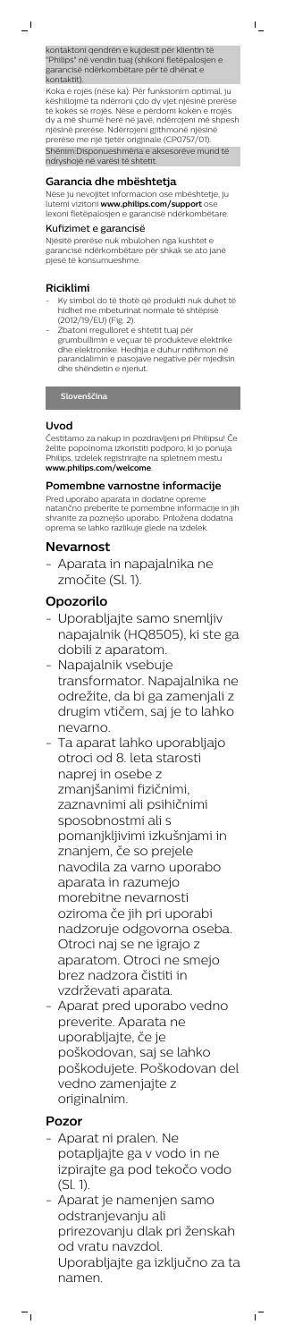kontaktoni qendrën e kujdesit për klientin të "Philips" në vendin tuaj (shikoni fletëpalosjen e garancisë ndërkombëtare për dhënat e kontaktit).

Koka e rrojës (nëse ka): Për funksionim optimal, ju këshillojmë ta ndërroni çdo dy vjet njësinë prerëse të kokës së rrojës. Nëse e përdorni kokën e rrojës dy a më shumë herë në javë, ndërrojeni më shpesh njësinë prerëse. Ndërrojeni gjithmonë njësinë prerëse me një tjetër origjinale (CP0757/01).

Shënim:Disponueshmëria e aksesorëve mund të ndryshojë në varësi të shtetit.

### Garancia dhe mbështetja

Nëse ju nevojitet informacion ose mbështetje, ju lutemi vizitoni **www.philips.com/support** ose lexoni fletëpalosjen e garancisë ndërkombëtare.

### Kufizimet e garancisë

Njësitë prerëse nuk mbulohen nga kushtet e garancisë ndërkombëtare për shkak se ato janë pjesë të konsumueshme.

### Riciklimi

- Ky simbol do të thotë që produkti nuk duhet të hidhet me mbeturinat normale të shtëpisë (2012/19/EU) (Fig. 2).
- Zbatoni rregulloret e shtetit tuaj për grumbullimin e veçuar të produkteve elektrike dhe elektronike. Hedhja e duhur ndihmon në parandalimin e pasojave negative për mjedisin dhe shëndetin e njeriut.

## Slovenščina

### Uvod

Čestitamo za nakup in pozdravljeni pri Philipsu! Če želite popolnoma izkoristiti podporo, ki jo ponuja Philips, izdelek registrirajte na spletnem mestu **www.philips.com/welcome**.

### Pomembne varnostne informacije

Pred uporabo aparata in dodatne opreme natančno preberite te pomembne informacije in jih shranite za poznejšo uporabo. Priložena dodatna oprema se lahko razlikuje glede na izdelek.

## Nevarnost

- Aparata in napajalnika ne zmočite (Sl. 1).

## Opozorilo

- Uporabljajte samo snemljiv napajalnik (HQ8505), ki ste ga dobili z aparatom.
- Napajalnik vsebuje transformator. Napajalnika ne odrežite, da bi ga zamenjali z drugim vtičem, saj je to lahko nevarno.
- Ta aparat lahko uporabljajo otroci od 8. leta starosti naprej in osebe z zmanjšanimi fizičnimi, zaznavnimi ali psihičnimi sposobnostmi ali s pomanjkljivimi izkušnjami in znanjem, če so prejele navodila za varno uporabo aparata in razumejo morebitne nevarnosti oziroma če jih pri uporabi nadzoruje odgovorna oseba. Otroci naj se ne igrajo z aparatom. Otroci ne smejo brez nadzora čistiti in vzdrževati aparata.
- Aparat pred uporabo vedno preverite. Aparata ne uporabljajte, če je poškodovan, saj se lahko poškodujete. Poškodovan del vedno zamenjajte z originalnim.

## Pozor

- Aparat ni pralen. Ne potapljajte ga v vodo in ne izpirajte ga pod tekočo vodo (Sl. 1).
- Aparat je namenjen samo odstranjevanju ali prirezovanju dlak pri ženskah od vratu navzdol. Uporabljajte ga izključno za ta namen.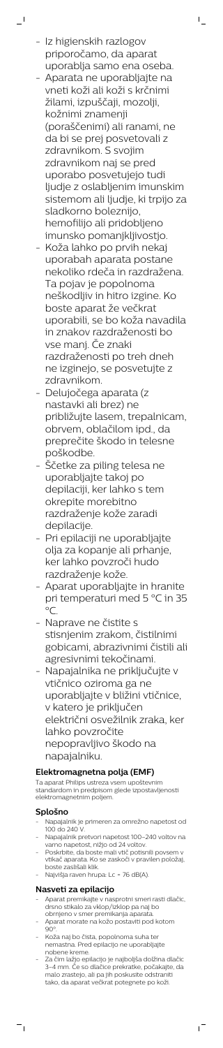- Iz higienskih razlogov priporočamo, da aparat uporablja samo ena oseba.
- Aparata ne uporabljajte na vneti koži ali koži s krčnimi žilami, izpuščaji, mozolji, kožnimi znamenji (poraščenimi) ali ranami, ne da bi se prej posvetovali z zdravnikom. S svojim zdravnikom naj se pred uporabo posvetujejo tudi ljudje z oslabljenim imunskim sistemom ali ljudje, ki trpijo za sladkorno boleznijo, hemofilijo ali pridobljeno imunsko pomanjkljivostjo.
- Koža lahko po prvih nekaj uporabah aparata postane nekoliko rdeča in razdražena. Ta pojav je popolnoma neškodljiv in hitro izgine. Ko boste aparat že večkrat uporabili, se bo koža navadila in znakov razdraženosti bo vse manj. Če znaki razdraženosti po treh dneh ne izginejo, se posvetujte z zdravnikom.
- Delujočega aparata (z nastavki ali brez) ne približujte lasem, trepalnicam, obrvem, oblačilom ipd., da preprečite škodo in telesne poškodbe.
- Ščetke za piling telesa ne uporabljajte takoj po depilaciji, ker lahko s tem okrepite morebitno razdraženje kože zaradi depilacije.
- Pri epilaciji ne uporabljajte olja za kopanje ali prhanje, ker lahko povzroči hudo razdraženje kože.
- Aparat uporabljajte in hranite pri temperaturi med 5 °C in 35 °C.
- Naprave ne čistite s stisnjenim zrakom, čistilnimi gobicami, abrazivnimi čistili ali agresivnimi tekočinami.
- Napajalnika ne priključujte v vtičnico oziroma ga ne uporabljajte v bližini vtičnice, v katero je priključen električni osvežilnik zraka, ker lahko povzročite nepopravljivo škodo na napajalniku.

### Elektromagnetna polja (EMF)

Ta aparat Philips ustreza vsem upoštevnim standardom in predpisom glede izpostavljenosti elektromagnetnim poljem.

### Splošno

- Napajalnik je primeren za omrežno napetost od 100 do 240 V.
- Napajalnik pretvori napetost 100–240 voltov na varno napetost, nižjo od 24 voltov.
- Poskrbite, da boste mali vtič potisnili povsem v vtikač aparata. Ko se zaskoči v pravilen položaj, boste zaslišali klik.
- Najvišja raven hrupa: Lc = 76 dB(A).

### Nasveti za epilacijo

- Aparat premikajte v nasprotni smeri rasti dlačic, drsno stikalo za vklop/izklop pa naj bo obrnjeno v smer premikanja aparata.
- Aparat morate na kožo postaviti pod kotom 90°.
- Koža naj bo čista, popolnoma suha ter nemastna. Pred epilacijo ne uporabljajte nobene kreme.
- Za čim lažjo epilacijo je najboljša dolžina dlačic 3–4 mm. Če so dlačice prekratke, počakajte, da malo zrastejo, ali pa jih poskusite odstraniti tako, da aparat večkrat potegnete po koži.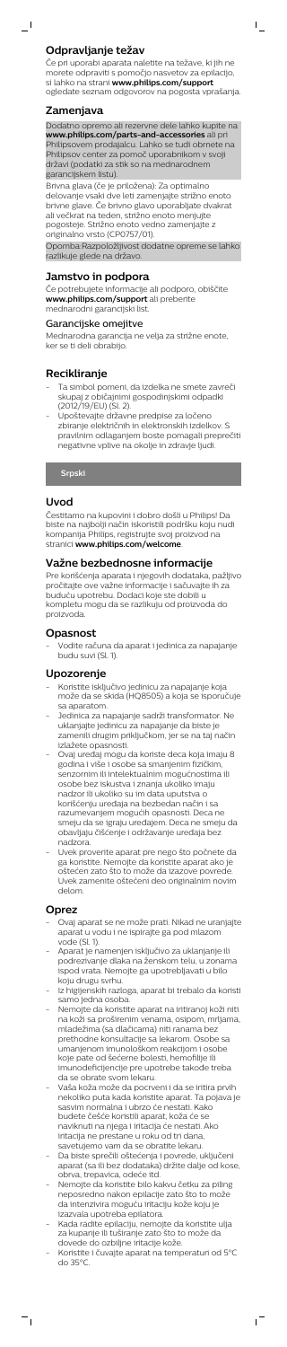## Odpravljanje težav

Če pri uporabi aparata naletite na težave, ki jih ne morete odpraviti s pomočjo nasvetov za epilacijo, si lahko na strani **www.philips.com/support** ogledate seznam odgovorov na pogosta vprašanja.

## Zamenjava

Dodatno opremo ali rezervne dele lahko kupite na **www.philips.com/parts-and-accessories** ali pri Philipsovem prodajalcu. Lahko se tudi obrnete na Philipsov center za pomoč uporabnikom v svoji državi (podatki za stik so na mednarodnem garancijskem listu).

Brivna glava (če je priložena): Za optimalno delovanje vsaki dve leti zamenjajte strižno enoto brivne glave. Če brivno glavo uporabljate dvakrat ali večkrat na teden, strižno enoto menjujte pogosteje. Strižno enoto vedno zamenjajte z originalno vrsto (CP0757/01).

Opomba:Razpoložljivost dodatne opreme se lahko razlikuje glede na državo.

## Jamstvo in podpora

Če potrebujete informacije ali podporo, obiščite **www.philips.com/support** ali preberite mednarodni garancijski list.

### Garancijske omejitve

Mednarodna garancija ne velja za strižne enote, ker se ti deli obrabijo.

## Recikliranje

- Ta simbol pomeni, da izdelka ne smete zavreči skupaj z običajnimi gospodinjskimi odpadki (2012/19/EU) (Sl. 2).
- Upoštevajte državne predpise za ločeno zbiranje električnih in elektronskih izdelkov. S pravilnim odlaganjem boste pomagali preprečiti negativne vplive na okolje in zdravje ljudi.

**Srpski**

## Uvod

Čestitamo na kupovini i dobro došli u Philips! Da biste na najbolji način iskoristili podršku koju nudi kompanija Philips, registrujte svoj proizvod na stranici **www.philips.com/welcome**.

## Važne bezbednosne informacije

Pre korišćenja aparata i njegovih dodataka, pažljivo pročitajte ove važne informacije i sačuvajte ih za buduću upotrebu. Dodaci koje ste dobili u kompletu mogu da se razlikuju od proizvoda do proizvoda.

### Opasnost

- Vodite računa da aparat i jedinica za napajanje budu suvi (Sl. 1).

### Upozorenje

- Koristite isključivo jedinicu za napajanje koja može da se skida (HQ8505) a koja se isporučuje sa aparatom.
- Jedinica za napajanje sadrži transformator. Ne uklanjajte jedinicu za napajanje da biste je zamenili drugim priključkom, jer se na taj način izlažete opasnosti.
- Ovaj uređaj mogu da koriste deca koja imaju 8 godina i više i osobe sa smanjenim fizičkim, senzornim ili intelektualnim mogućnostima ili osobe bez iskustva i znanja ukoliko imaju nadzor ili ukoliko su im data uputstva o korišćenju uređaja na bezbedan način i sa razumevanjem mogućih opasnosti. Deca ne smeju da se igraju uređajem. Deca ne smeju da obavljaju čišćenje i održavanje uređaja bez nadzora.
- Uvek proverite aparat pre nego što počnete da ga koristite. Nemojte da koristite aparat ako je oštećen zato što to može da izazove povrede. Uvek zamenite oštećeni deo originalnim novim delom.

### Oprez

- Ovaj aparat se ne može prati. Nikad ne uranjajte aparat u vodu i ne ispirajte ga pod mlazom vode (Sl. 1).
- Aparat je namenjen isključivo za uklanjanje ili podrezivanje dlaka na ženskom telu, u zonama ispod vrata. Nemojte ga upotrebljavati u bilo koju drugu svrhu.
- Iz higijenskih razloga, aparat bi trebalo da koristi samo jedna osoba.
- Nemojte da koristite aparat na iritiranoj koži niti na koži sa proširenim venama, osipom, mrljama, mladežima (sa dlačicama) niti ranama bez prethodne konsultacije sa lekarom. Osobe sa umanjenom imunološkom reakcijom i osobe koje pate od šećerne bolesti, hemofilije ili imunodeficijencije pre upotrebe takođe treba da se obrate svom lekaru.
- Vaša koža može da pocrveni i da se iritira prvih nekoliko puta kada koristite aparat. Ta pojava je sasvim normalna i ubrzo će nestati. Kako budete češće koristili aparat, koža će se naviknuti na njega i iritacija će nestati. Ako iritacija ne prestane u roku od tri dana, savetujemo vam da se obratite lekaru.
- Da biste sprečili oštećenja i povrede, uključeni aparat (sa ili bez dodatka) držite dalje od kose, obrva, trepavica, odeće itd.
- Nemojte da koristite bilo kakvu četku za piling neposredno nakon epilacije zato što to može da intenzivira moguću iritaciju kože koju je izazvala upotreba epilatora.
- Kada radite epilaciju, nemojte da koristite ulja za kupanje ili tuširanje zato što to može da dovede do ozbiljne iritacije kože.
- Koristite i čuvajte aparat na temperaturi od 5°C do 35°C.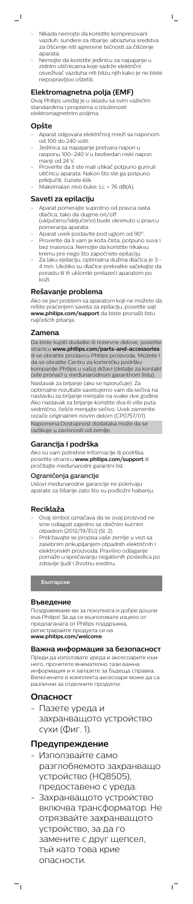- Nikada nemojte da koristite kompresovani vazduh, sundere za ribanje, abrazivna sredstva za čišćenje niti agresivne tečnosti za čišćenje aparata.
- Nemojte da koristite jedinicu za napajanje u zidnim utičnicama koje sadrže električni osveživač vazduha niti blizu njih kako je ne biste nepopravljivo oštetili.

## Elektromagnetna polja (EMF)

Ovaj Philips uređaj je u skladu sa svim važećim standardima i propisima o izloženosti elektromagnetnim poljima.

## Opšte

- Aparat odgovara električnoj mreži sa naponom od 100 do 240 volti.
- Jedinica za napajanje pretvara napon u rasponu 100–240 V u bezbedan niski napon manji od 24 V.
- Proverite da li ste mali utikač potpuno gurnuli u aparat. Nakon što ste ga potpuno priključili, čućete klik.
- Maksimalan nivo buke: Lc = 76 dB(A).

## Saveti za epilaciju

- Aparat pomerajte suprotno od pravca rasta dlačica, tako da dugme on/off (uključeno/isključeno) bude okrenuto u pravcu pomeranja aparata.
- Aparat uvek postavite pod uglom od 90°.
- Proverite da li vam je koža čista, potpuno suva i bez masnoća. Nemojte da koristite nikakvu kremu pre nego što započnete epilaciju.
- Za laku epilaciju, optimalna dužina dlačica je 3 - 4 mm. Ukoliko su dlačice prekratke sačekajte da porastu ili ih uklonite prelazeći aparatom po koži.

## Rešavanje problema

Ako se javi problem sa aparatom koji ne možete da rešite praćenjem saveta za epilaciju, posetite sajt **www.philips.com/support** da biste pronašli listu najčešćih pitanja.

## Zamena

Da biste kupili dodatke ili rezervne delove, posetite stranicu **www.philips.com/parts-and-accessories** ili se obratite prodavcu Philips proizvoda. Možete i da se obratite Centru za korisničku podršku kompanije Philips u vašoj državi (detalje za kontakt ćete pronaći u međunarodnom garantnom listu).

Nastavak za brijanje (ako se isporučuje): Za optimalne rezultate savetujemo vam da sečiva na nastavku za brijanje menjate na svake dve godine. Ako nastavak za brijanje koristite dva ili više puta sedmično, češće menjajte sečivo. Uvek zamenite rezače originalnim novim delom (CP0757/01).

Napomena:Dostupnost dodataka može da se razlikuje u zavisnosti od zemlje.

## Garancija i podrška

Ako su vam potrebne informacije ili podrška, posetite stranicu **www.philips.com/support** ili pročitajte međunarodni garantni list.

### Ograničenja garancije

Uslovi međunarodne garancije ne pokrivaju aparate za šišanje zato što su podložni habanju.

## Reciklaža

- Ovaj simbol označava da se ovaj proizvod ne sme odlagati zajedno sa običnim kućnim otpadom (2012/19/EU) (Sl. 2).
- Pridržavajte se propisa vaše zemlje u vezi sa zasebnim prikupljanjem otpadnih električnih i elektronskih proizvoda. Pravilno odlaganje pomaže u sprečavanju negativnih posledica po zdravlje ljudi i životnu sredinu.

**Български**

## Въведение

Поздравяваме ви за покупката и добре дошли във Philips! За да се възползвате изцяло от предлаганата от Philips поддръжка, регистрирайте продукта си на **www.philips.com/welcome**.

## Важна информация за безопасност

Преди да използвате уреда и аксесоарите към него, прочетете внимателно тази важна информация и я запазете за бъдеща справка. Включените в комплекта аксесоари може да са различни за отделните продукти.

## Опасност

- Пазете уреда и захранващото устройство сухи (Фиг. 1).

## Предупреждение

- Използвайте само разглобяемото захранващо устройство (HQ8505), предоставено с уреда.
- Захранващото устройство включва трансформатор. Не отрязвайте захранващото устройство, за да го замените с друг щепсел, тъй като това крие опасности.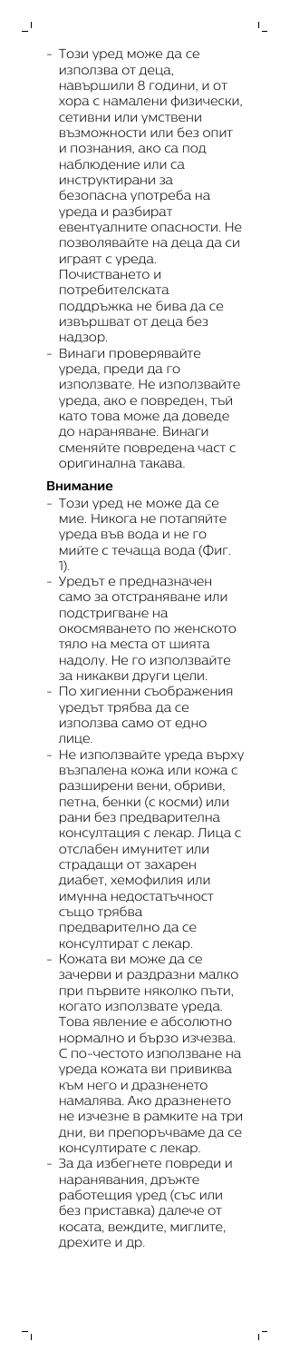- Този уред може да се използва от деца, навършили 8 години, и от хора с намалени физически, сетивни или умствени възможности или без опит и познания, ако са под наблюдение или са инструктирани за безопасна употреба на уреда и разбират евентуалните опасности. Не позволявайте на деца да си играят с уреда. Почистването и потребителската поддръжка не бива да се извършват от деца без надзор.
- Винаги проверявайте уреда, преди да го използвате. Не използвайте уреда, ако е повреден, тъй като това може да доведе до нараняване. Винаги сменяйте повредена част с оригинална такава.

**Внимание**

- Този уред не може да се мие. Никога не потапяйте уреда във вода и не го мийте с течаща вода (Фиг. 1).
- Уредът е предназначен само за отстраняване или подстригване на окосмяването по женското тяло на места от шията надолу. Не го използвайте за никакви други цели.
- По хигиенни съображения уредът трябва да се използва само от едно лице.
- Не използвайте уреда върху възпалена кожа или кожа с разширени вени, обриви, петна, бенки (с косми) или рани без предварителна консултация с лекар. Лица с отслабен имунитет или страдащи от захарен диабет, хемофилия или имунна недостатъчност също трябва предварително да се консултират с лекар.
- Кожата ви може да се зачерви и раздразни малко при първите няколко пъти, когато използвате уреда. Това явление е абсолютно нормално и бързо изчезва. С по-честото използване на уреда кожата ви привиква към него и дразненето намалява. Ако дразненето не изчезне в рамките на три дни, ви препоръчваме да се консултирате с лекар.
- За да избегнете повреди и наранявания, дръжте работещия уред (със или без приставка) далече от косата, веждите, миглите, дрехите и др.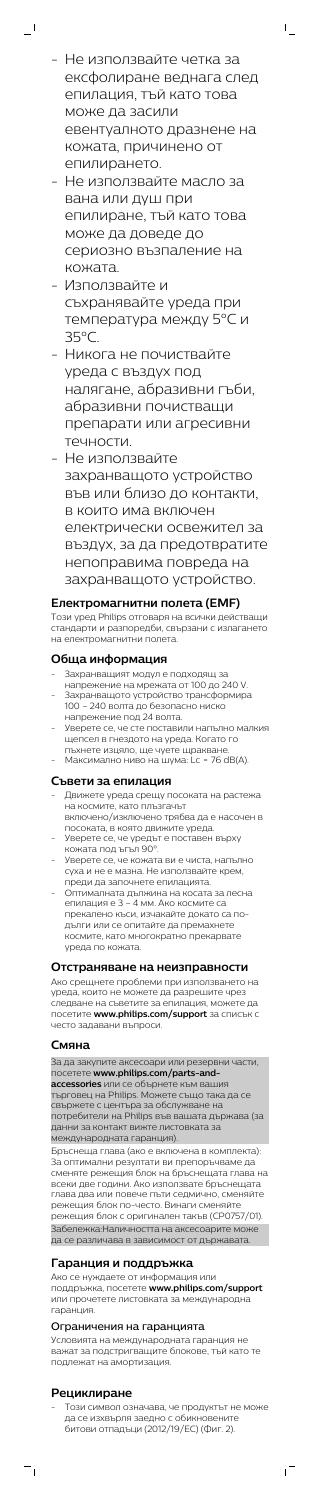- Не използвайте четка за ексфолиране веднага след епилация, тъй като това може да засили евентуалното дразнене на кожата, причинено от епилирането.
- Не използвайте масло за вана или душ при епилиране, тъй като това може да доведе до сериозно възпаление на кожата.
- Използвайте и съхранявайте уреда при температура между 5°C и 35°C.
- Никога не почиствайте уреда с въздух под налягане, абразивни гъби, абразивни почистващи препарати или агресивни течности.
- Не използвайте захранващото устройство във или близо до контакти, в които има включен електрически освежител за въздух, за да предотвратите непоправима повреда на захранващото устройство.

## Електромагнитни полета (EMF)

Този уред Philips отговаря на всички действащи стандарти и разпоредби, свързани с излагането на електромагнитни полета.

## Обща информация

- Захранващият модул е подходящ за напрежение на мрежата от 100 до 240 V.
- Захранващото устройство трансформира 100 – 240 волта до безопасно ниско напрежение под 24 волта.
- Уверете се, че сте поставили напълно малкия щепсел в гнездото на уреда. Когато го пъхнете изцяло, ще чуете щракване.
- Максимално ниво на шума: Lc = 76 dB(A).

## Съвети за епилация

- Движете уреда срещу посоката на растежа на космите, като плъзгачът включено/изключено трябва да е насочен в посоката, в която движите уреда.
- Уверете се, че уредът е поставен върху кожата под ъгъл 90°.
- Уверете се, че кожата ви е чиста, напълно суха и не е мазна. Не използвайте крем, преди да започнете епилацията.
- Оптималната дължина на косата за лесна епилация е 3 – 4 мм. Ако космите са прекалено къси, изчакайте докато са по-дълги или се опитайте да премахнете космите, като многократно прекарвате уреда по кожата.

## Отстраняване на неизправности

Ако срещнете проблеми при използването на уреда, които не можете да разрешите чрез следване на съветите за епилация, можете да посетите **www.philips.com/support** за списък с често задавани въпроси.

## Смяна

За да закупите аксесоари или резервни части, посетете **www.philips.com/parts-and-accessories** или се обърнете към вашия търговец на Philips. Можете също така да се свържете с центъра за обслужване на потребители на Philips във вашата държава (за данни за контакт вижте листовката за международната гаранция).

Бръснеща глава (ако е включена в комплекта): За оптимални резултати ви препоръчваме да сменяте режещия блок на бръснещата глава на всеки две години. Ако използвате бръснещата глава два или повече пъти седмично, сменяйте режещия блок по-често. Винаги сменяйте режещия блок с оригинален такъв (CP0757/01).

Забележка:Наличността на аксесоарите може да се различава в зависимост от държавата.

## Гаранция и поддръжка

Ако се нуждаете от информация или поддръжка, посетете **www.philips.com/support** или прочетете листовката за международна гаранция.

### Ограничения на гаранцията

Условията на международната гаранция не важат за подстригващите блокове, тъй като те подлежат на амортизация.

## Рециклиране

- Този символ означава, че продуктът не може да се изхвърля заедно с обикновените битови отпадъци (2012/19/ЕС) (Фиг. 2).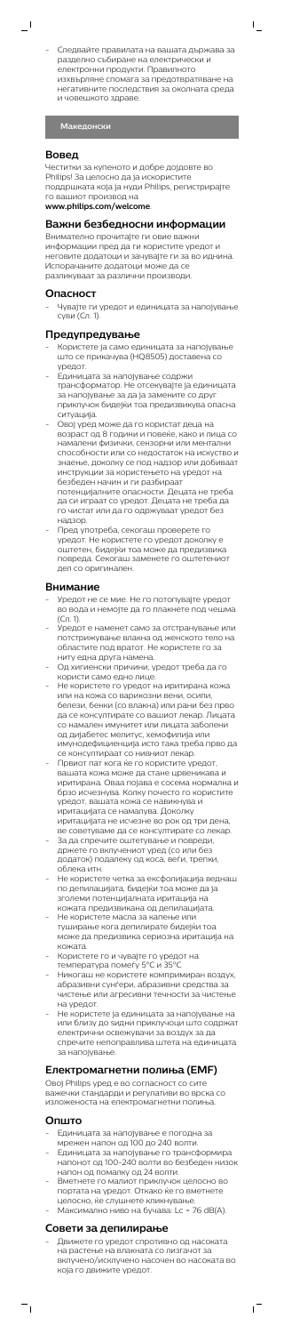- Следвайте правилата на вашата държава за разделно събиране на електрически и електронни продукти. Правилното изхвърляне спомага за предотвратяване на негативните последствия за околната среда и човешкото здраве.

**Македонски**

## Вовед

Честитки за купеното и добре дојдовте во Philips! За целосно да ја искористите поддршката која ја нуди Philips, регистрирајте го вашиот производ на **www.philips.com/welcome**.

## Важни безбедносни информации

Внимателно прочитајте ги овие важни информации пред да ги користите уредот и неговите додатоци и зачувајте ги за во иднина. Испорачаните додатоци може да се разликуваат за различни производи.

## Опасност

- Чувајте ги уредот и единицата за напојување суви (Сл. 1).

## Предупредување

- Користете ја само единицата за напојување што се прикачува (HQ8505) доставена со уредот.
- Единицата за напојување содржи трансформатор. Не отсекувајте ја единицата за напојување за да ја замените со друг приклучок бидејќи тоа предизвикува опасна ситуација.
- Овој уред може да го користат деца на возраст од 8 години и повеќе, како и лица со намалени физички, сензорни или ментални способности или со недостаток на искуство и знаење, доколку се под надзор или добиваат инструкции за користењето на уредот на безбеден начин и ги разбираат потенцијалните опасности. Децата не треба да си играат со уредот. Децата не треба да го чистат или да го одржуваат уредот без надзор.
- Пред употреба, секогаш проверете го уредот. Не користете го уредот доколку е оштетен, бидејќи тоа може да предизвика повреда. Секогаш заменете го оштетениот дел со оригиналец.

## Внимание

- Уредот не се мие. Не го потопувајте уредот во вода и немојте да го плакнете под чешма (Сл. 1).
- Уредот е наменет само за отстранување или потстрижување влакна од женското тело на областите под вратот. Не користете го за ниту една друга намена.
- Од хигиенски причини, уредот треба да го користи само едно лице.
- Не користете го уредот на иритирана кожа или на кожа со варикозни вени, осипи, белези, бенки (со влакна) или рани без прво да се консултирате со вашиот лекар. Лицата со намален имунитет или лицата заболени од дијабетес мелитус, хемофилија или имунодефициенција исто така треба прво да се консултираат со нивниот лекар.
- Првиот пат кога ќе го користите уредот, вашата кожа може да стане црвеникава и иритирана. Оваа појава е сосема нормална и брзо исчезнува. Колку почесто го користите уредот, вашата кожа се навикнува и иритацијата се намалува. Доколку иритацијата не исчезне во рок од три дена, ве советуваме да се консултирате со лекар.
- За да спречите оштетување и повреди, држете го вклучениот уред (со или без додаток) подалеку од коса, веѓи, трепки, облека итн.
- Не користете четка за ексфолијација веднаш по депилацијата, бидејќи тоа може да ја зголеми потенцијалната иритација на кожата предизвикана од депилацијата.
- Не користете масла за капење или туширање кога депилирате бидејќи тоа може да предизвика сериозна иритација на кожата.
- Користете го и чувајте го уредот на температура помеѓу 5°C и 35°C
- Никогаш не користете компримиран воздух, абразивни сунѓери, абразивни средства за чистење или агресивни течности за чистење на уредот.
- Не користете ја единицата за напојување на или блиску до ѕидни приклучоци што содржат електрични освежувачи за воздух за да спречите непоправлива штета на единицата за напојување.

## Електромагнетни полиња (EMF)

Овој Philips уред е во согласност со сите важечки стандарди и регулативи во врска со изложеноста на електромагнетни полиња.

## Општо

- Единицата за напојување е погодна за мрежен напон од 100 до 240 волти.
- Единицата за напојување ќе трансформира напонот од 100-240 волти во безбеден низок напон од помалку од 24 волти.
- Вметнете го малиот приклучок целосно во портата на уредот. Откако ќе го вметнете целосно, ќе слушнете кликнување.
- Максимално ниво на бучава: Lc = 76 dB(A).

## Совети за депилирање

- Движете го уредот спротивно од насоката на растење на влакната со лизгачот за вклучено/исклучено насочен во насоката во која го движите уредот.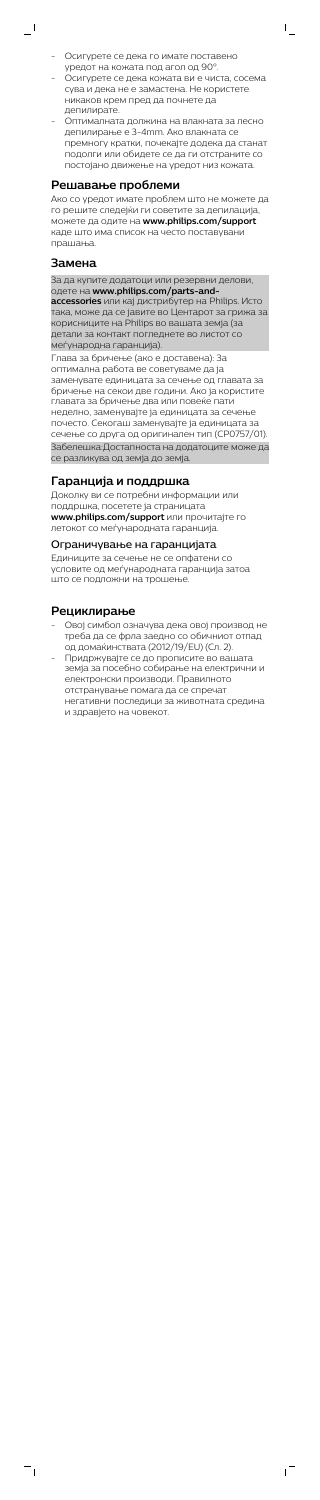- Осигурете се дека го имате поставено уредот на кожата под агол од 90°
- Осигурете се дека кожата ви е чиста, сосема сува и дека не е замастена. Не користете никаков крем пред да почнете да депилирате.
- Оптималната должина на влакната за лесно депилирање е 3-4mm. Ако влакната се премногу кратки, почекајте додека да станат подолги или обидете се да ги отстраните со постојано движење на уредот низ кожата.

## Решавање проблеми

Ако со уредот имате проблем што не можете да го решите следејќи ги советите за депилација, можете да одите на **www.philips.com/support** каде што има список на често поставувани прашања.

## Замена

За да купите додатоци или резервни делови, одете на **www.philips.com/parts-and-accessories** или кај дистрибутер на Philips. Исто така, може да се јавите во Центарот за грижа за корисниците на Philips во вашата земја (за детали за контакт погледнете во листот со меѓународна гаранција).

Глава за бричење (ако е доставена): За оптимална работа ве советуваме да ја заменувате единицата за сечење од главата за бричење на секои две години. Ако ја користите главата за бричење два или повеќе пати неделно, заменувајте ја единицата за сечење почесто. Секогаш заменувајте ја единицата за сечење со друга од оригинален тип (CP0757/01).

Забелешка:Достапноста на додатоците може да се разликува од земја до земја.

## Гаранција и поддршка

Доколку ви се потребни информации или поддршка, посетете ја страницата **www.philips.com/support** или прочитајте го летокот со меѓународната гаранција.

### Ограничување на гаранцијата

Единиците за сечење не се опфатени со условите од меѓународната гаранција затоа што се подложни на трошење.

## Рециклирање

- Овој симбол означува дека овој производ не треба да се фрла заедно со обичниот отпад од домаќинствата (2012/19/EU) (Сл. 2).
- Придржувајте се до прописите во вашата земја за посебно собирање на електрични и електронски производи. Правилното отстранување помага да се спречат негативни последици за животната средина и здравјето на човекот.